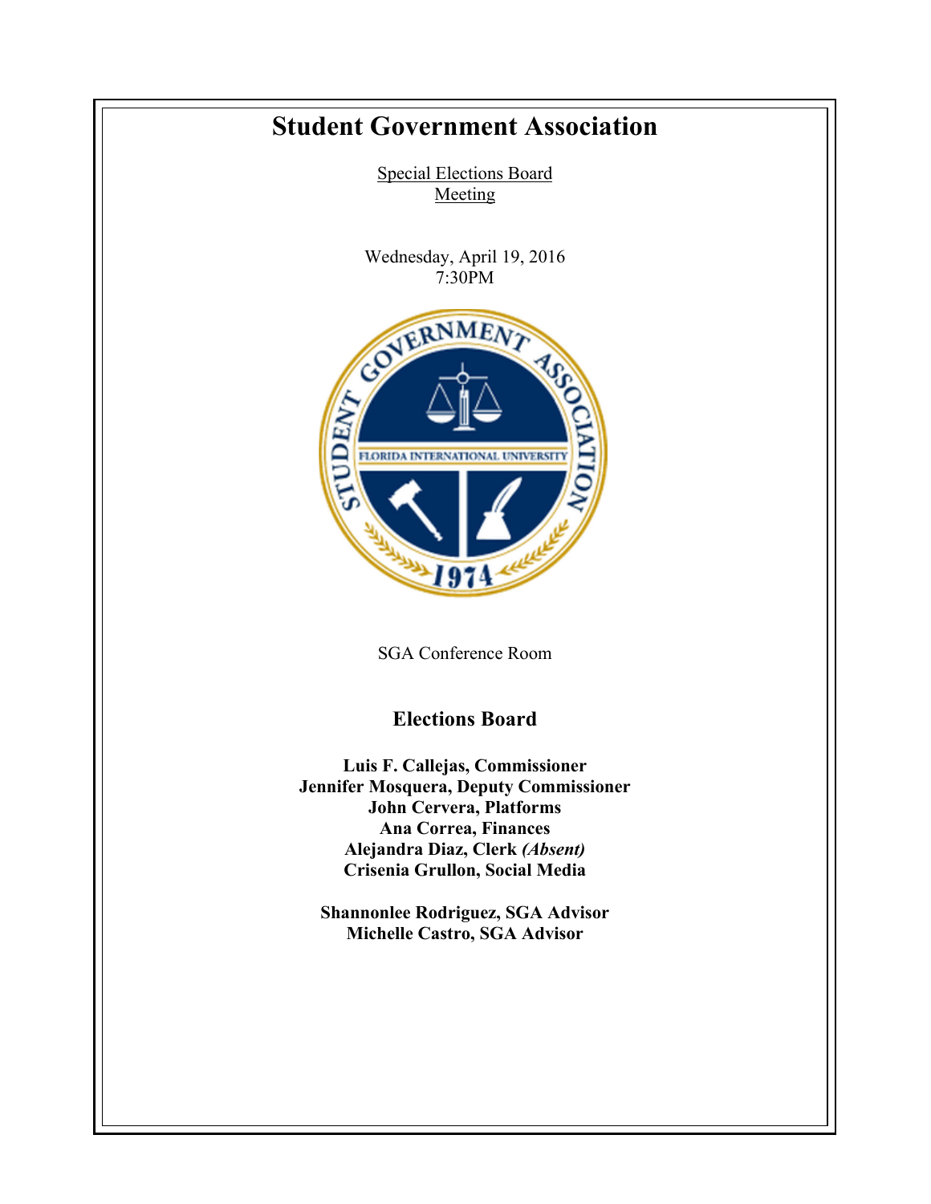# Student Government Association

<u>Special Elections Board</u>
<u>Meeting</u>

Wednesday, April 19, 2016
7:30PM

SGA Conference Room

## Elections Board

**Luis F. Callejas, Commissioner**
**Jennifer Mosquera, Deputy Commissioner**
**John Cervera, Platforms**
**Ana Correa, Finances**
**Alejandra Diaz, Clerk *(Absent)***
**Crisenia Grullon, Social Media**

**Shannonlee Rodriguez, SGA Advisor**
**Michelle Castro, SGA Advisor**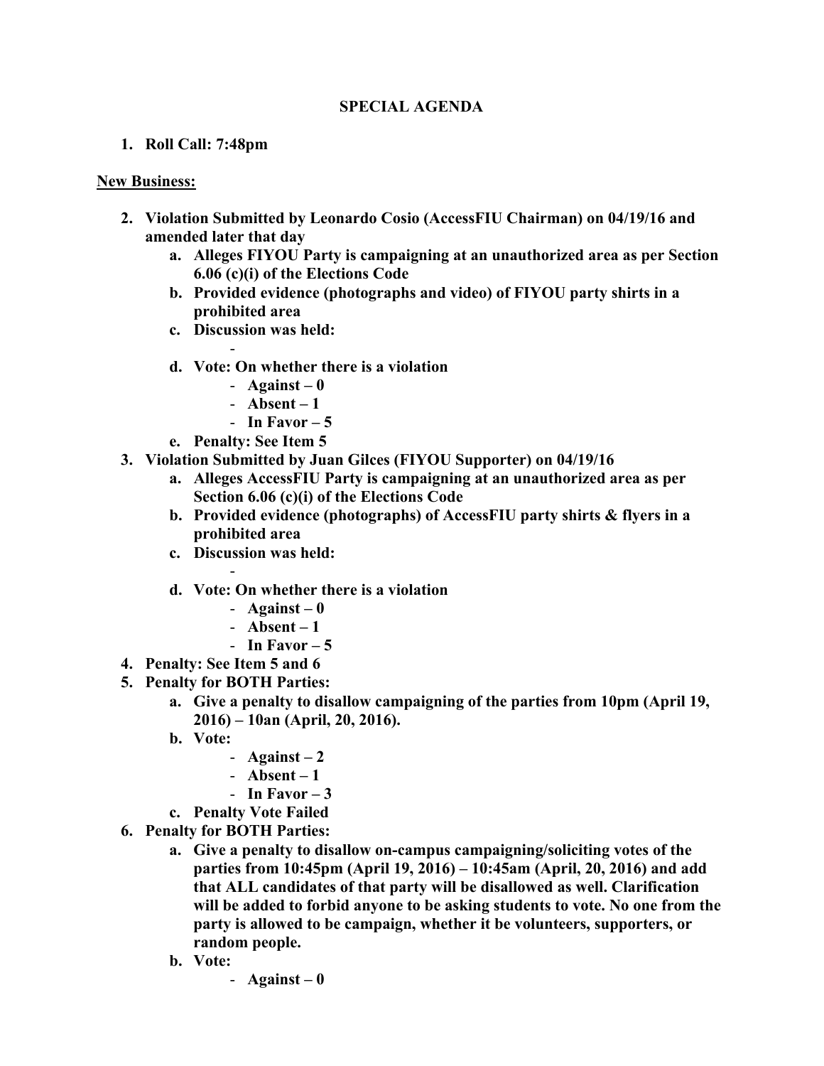**SPECIAL AGENDA**

1. **Roll Call: 7:48pm**

**New Business:**

2. **Violation Submitted by Leonardo Cosio (AccessFIU Chairman) on 04/19/16 and amended later that day**
    a. **Alleges FIYOU Party is campaigning at an unauthorized area as per Section 6.06 (c)(i) of the Elections Code**
    b. **Provided evidence (photographs and video) of FIYOU party shirts in a prohibited area**
    c. **Discussion was held:**
        -
    d. **Vote: On whether there is a violation**
        - **Against – 0**
        - **Absent – 1**
        - **In Favor – 5**
    e. **Penalty: See Item 5**
3. **Violation Submitted by Juan Gilces (FIYOU Supporter) on 04/19/16**
    a. **Alleges AccessFIU Party is campaigning at an unauthorized area as per Section 6.06 (c)(i) of the Elections Code**
    b. **Provided evidence (photographs) of AccessFIU party shirts & flyers in a prohibited area**
    c. **Discussion was held:**
        -
    d. **Vote: On whether there is a violation**
        - **Against – 0**
        - **Absent – 1**
        - **In Favor – 5**
4. **Penalty: See Item 5 and 6**
5. **Penalty for BOTH Parties:**
    a. **Give a penalty to disallow campaigning of the parties from 10pm (April 19, 2016) – 10an (April, 20, 2016).**
    b. **Vote:**
        - **Against – 2**
        - **Absent – 1**
        - **In Favor – 3**
    c. **Penalty Vote Failed**
6. **Penalty for BOTH Parties:**
    a. **Give a penalty to disallow on-campus campaigning/soliciting votes of the parties from 10:45pm (April 19, 2016) – 10:45am (April, 20, 2016) and add that ALL candidates of that party will be disallowed as well. Clarification will be added to forbid anyone to be asking students to vote. No one from the party is allowed to be campaign, whether it be volunteers, supporters, or random people.**
    b. **Vote:**
        - **Against – 0**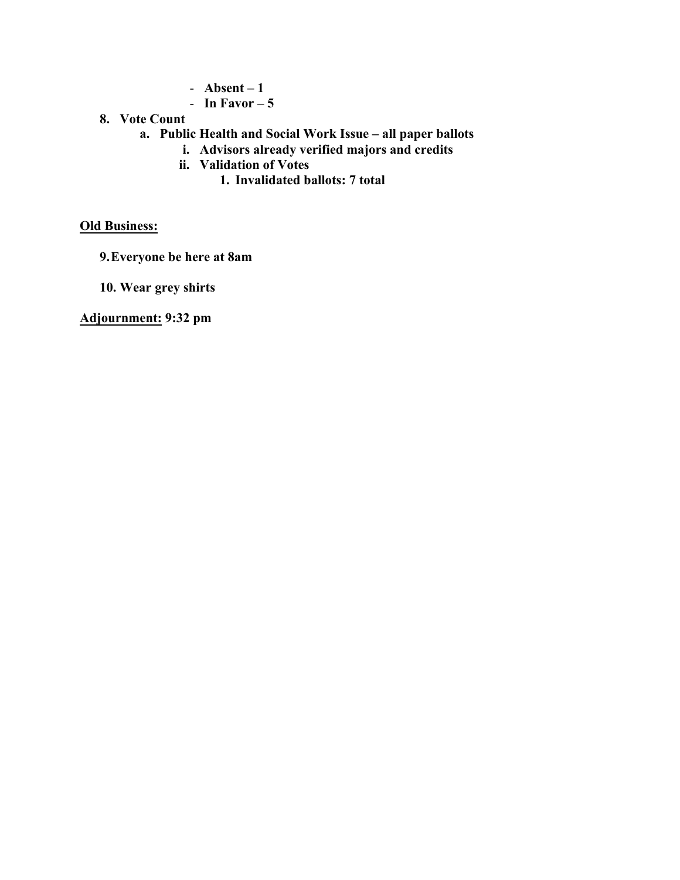- **Absent – 1**
- **In Favor – 5**

8. **Vote Count**
   a. **Public Health and Social Work Issue – all paper ballots**
      i. **Advisors already verified majors and credits**
      ii. **Validation of Votes**
         1. **Invalidated ballots: 7 total**

**Old Business:**

9. **Everyone be here at 8am**

10. **Wear grey shirts**

**Adjournment:** **9:32 pm**